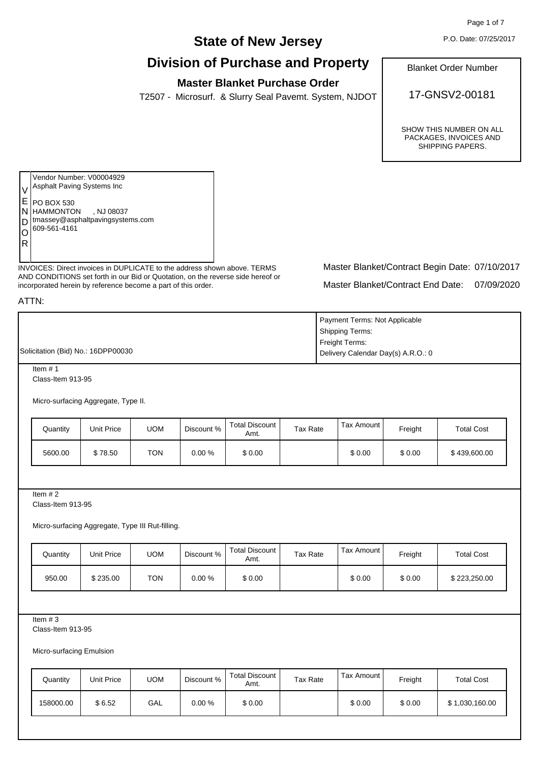P.O. Date: 07/25/2017

# State of New Jersey

# Division of Purchase and Property

### Master Blanket Purchase Order

T2507 - Microsurf. & Slurry Seal Pavemt. System, NJDOT

**Blanket Order Number**

**17-GNSV2-00181**

SHOW THIS NUMBER ON ALL PACKAGES, INVOICES AND SHIPPING PAPERS.

**VENDOR**

Vendor Number: V00004929
Asphalt Paving Systems Inc

PO BOX 530
HAMMONTON , NJ 08037
tmassey@asphaltpavingsystems.com
609-561-4161

INVOICES: Direct invoices in DUPLICATE to the address shown above. TERMS AND CONDITIONS set forth in our Bid or Quotation, on the reverse side hereof or incorporated herein by reference become a part of this order.

Master Blanket/Contract Begin Date: 07/10/2017

Master Blanket/Contract End Date: 07/09/2020

ATTN:

Solicitation (Bid) No.: 16DPP00030

Payment Terms: Not Applicable
Shipping Terms:
Freight Terms:
Delivery Calendar Day(s) A.R.O.: 0

Item # 1
Class-Item 913-95

Micro-surfacing Aggregate, Type II.

| Quantity | Unit Price | UOM | Discount % | Total Discount Amt. | Tax Rate | Tax Amount | Freight | Total Cost |
|---|---|---|---|---|---|---|---|---|
| 5600.00 | $ 78.50 | TON | 0.00 % | $ 0.00 | | $ 0.00 | $ 0.00 | $ 439,600.00 |

Item # 2
Class-Item 913-95

Micro-surfacing Aggregate, Type III Rut-filling.

| Quantity | Unit Price | UOM | Discount % | Total Discount Amt. | Tax Rate | Tax Amount | Freight | Total Cost |
|---|---|---|---|---|---|---|---|---|
| 950.00 | $ 235.00 | TON | 0.00 % | $ 0.00 | | $ 0.00 | $ 0.00 | $ 223,250.00 |

Item # 3
Class-Item 913-95

Micro-surfacing Emulsion

| Quantity | Unit Price | UOM | Discount % | Total Discount Amt. | Tax Rate | Tax Amount | Freight | Total Cost |
|---|---|---|---|---|---|---|---|---|
| 158000.00 | $ 6.52 | GAL | 0.00 % | $ 0.00 | | $ 0.00 | $ 0.00 | $ 1,030,160.00 |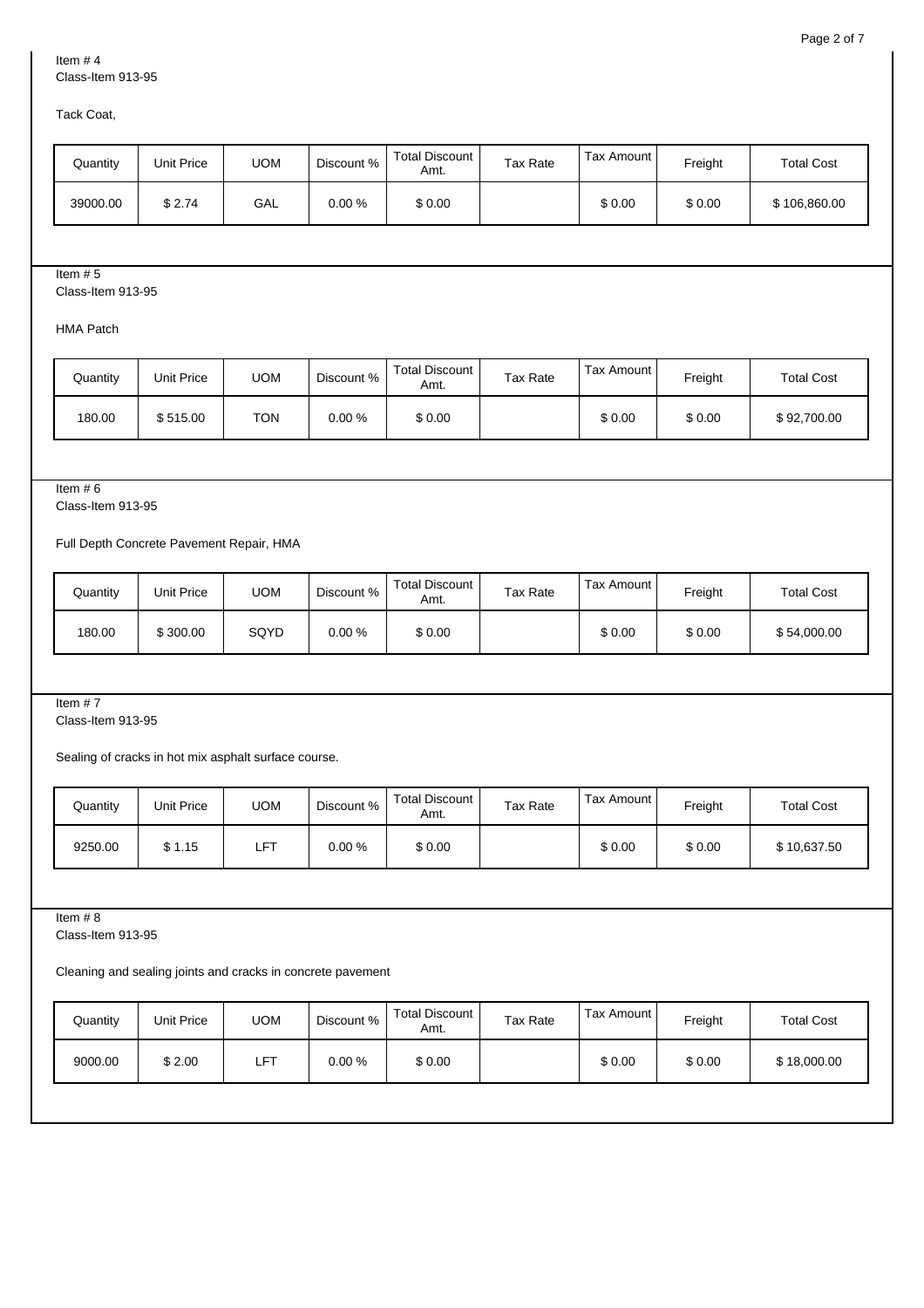Item # 4
Class-Item 913-95

Tack Coat,

| Quantity | Unit Price | UOM | Discount % | Total Discount Amt. | Tax Rate | Tax Amount | Freight | Total Cost |
|---|---|---|---|---|---|---|---|---|
| 39000.00 | $ 2.74 | GAL | 0.00 % | $ 0.00 | | $ 0.00 | $ 0.00 | $ 106,860.00 |

Item # 5
Class-Item 913-95

HMA Patch

| Quantity | Unit Price | UOM | Discount % | Total Discount Amt. | Tax Rate | Tax Amount | Freight | Total Cost |
|---|---|---|---|---|---|---|---|---|
| 180.00 | $ 515.00 | TON | 0.00 % | $ 0.00 | | $ 0.00 | $ 0.00 | $ 92,700.00 |

Item # 6
Class-Item 913-95

Full Depth Concrete Pavement Repair, HMA

| Quantity | Unit Price | UOM | Discount % | Total Discount Amt. | Tax Rate | Tax Amount | Freight | Total Cost |
|---|---|---|---|---|---|---|---|---|
| 180.00 | $ 300.00 | SQYD | 0.00 % | $ 0.00 | | $ 0.00 | $ 0.00 | $ 54,000.00 |

Item # 7
Class-Item 913-95

Sealing of cracks in hot mix asphalt surface course.

| Quantity | Unit Price | UOM | Discount % | Total Discount Amt. | Tax Rate | Tax Amount | Freight | Total Cost |
|---|---|---|---|---|---|---|---|---|
| 9250.00 | $ 1.15 | LFT | 0.00 % | $ 0.00 | | $ 0.00 | $ 0.00 | $ 10,637.50 |

Item # 8
Class-Item 913-95

Cleaning and sealing joints and cracks in concrete pavement

| Quantity | Unit Price | UOM | Discount % | Total Discount Amt. | Tax Rate | Tax Amount | Freight | Total Cost |
|---|---|---|---|---|---|---|---|---|
| 9000.00 | $ 2.00 | LFT | 0.00 % | $ 0.00 | | $ 0.00 | $ 0.00 | $ 18,000.00 |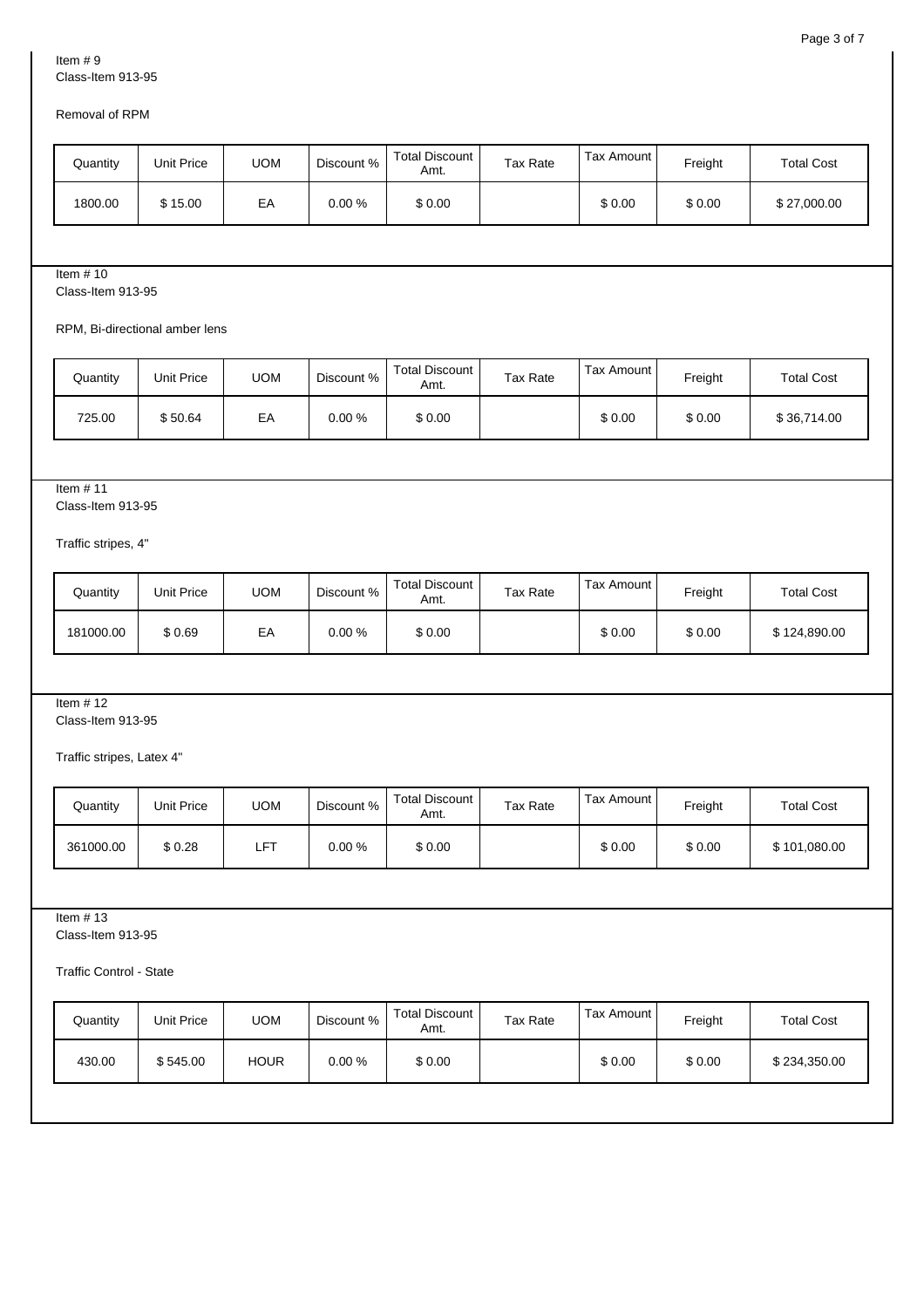Item # 9
Class-Item 913-95

Removal of RPM

| Quantity | Unit Price | UOM | Discount % | Total Discount Amt. | Tax Rate | Tax Amount | Freight | Total Cost |
|---|---|---|---|---|---|---|---|---|
| 1800.00 | $ 15.00 | EA | 0.00 % | $ 0.00 | | $ 0.00 | $ 0.00 | $ 27,000.00 |

Item # 10
Class-Item 913-95

RPM, Bi-directional amber lens

| Quantity | Unit Price | UOM | Discount % | Total Discount Amt. | Tax Rate | Tax Amount | Freight | Total Cost |
|---|---|---|---|---|---|---|---|---|
| 725.00 | $ 50.64 | EA | 0.00 % | $ 0.00 | | $ 0.00 | $ 0.00 | $ 36,714.00 |

Item # 11
Class-Item 913-95

Traffic stripes, 4"

| Quantity | Unit Price | UOM | Discount % | Total Discount Amt. | Tax Rate | Tax Amount | Freight | Total Cost |
|---|---|---|---|---|---|---|---|---|
| 181000.00 | $ 0.69 | EA | 0.00 % | $ 0.00 | | $ 0.00 | $ 0.00 | $ 124,890.00 |

Item # 12
Class-Item 913-95

Traffic stripes, Latex 4"

| Quantity | Unit Price | UOM | Discount % | Total Discount Amt. | Tax Rate | Tax Amount | Freight | Total Cost |
|---|---|---|---|---|---|---|---|---|
| 361000.00 | $ 0.28 | LFT | 0.00 % | $ 0.00 | | $ 0.00 | $ 0.00 | $ 101,080.00 |

Item # 13
Class-Item 913-95

Traffic Control - State

| Quantity | Unit Price | UOM | Discount % | Total Discount Amt. | Tax Rate | Tax Amount | Freight | Total Cost |
|---|---|---|---|---|---|---|---|---|
| 430.00 | $ 545.00 | HOUR | 0.00 % | $ 0.00 | | $ 0.00 | $ 0.00 | $ 234,350.00 |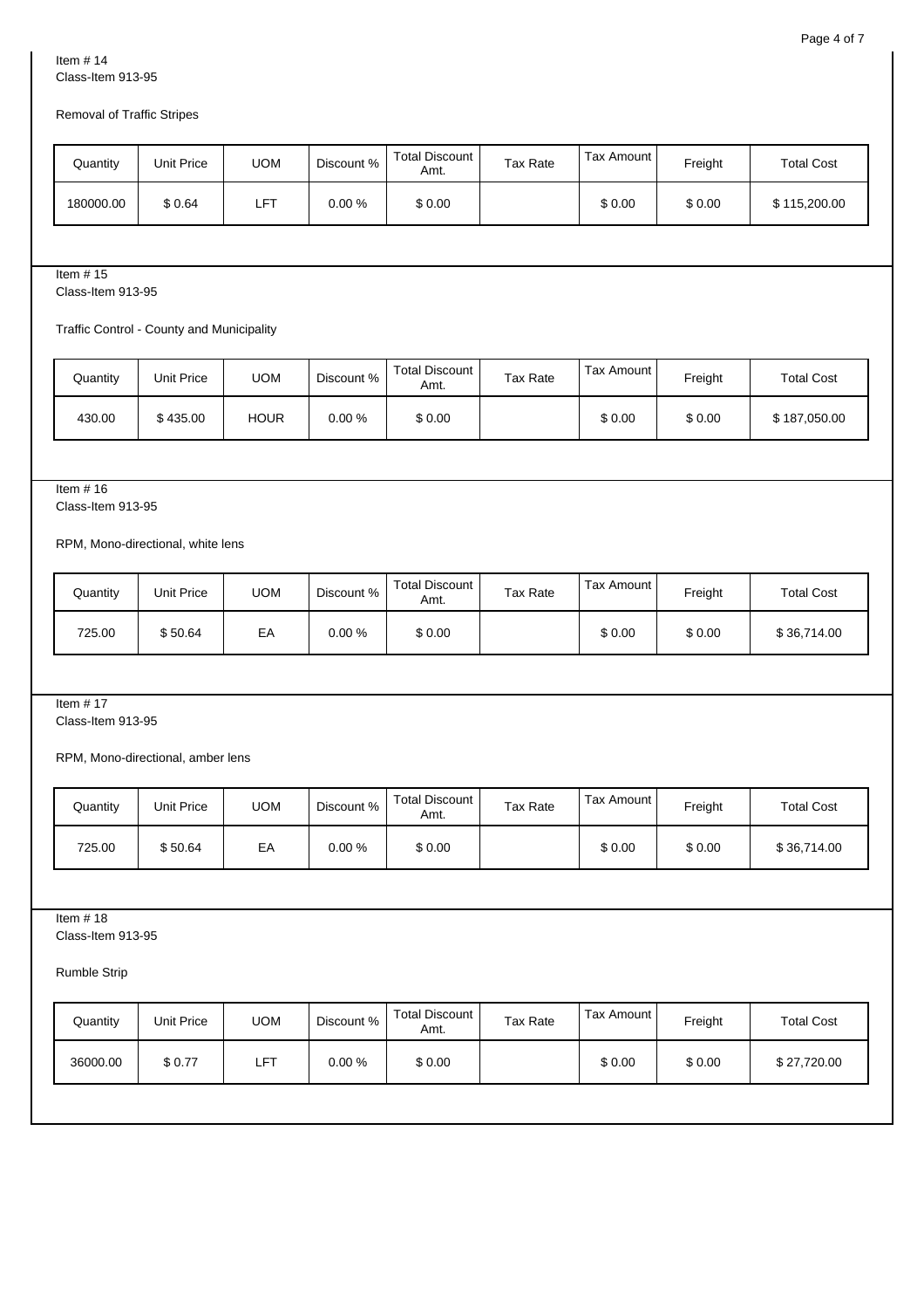Item # 14
Class-Item 913-95

Removal of Traffic Stripes

| Quantity | Unit Price | UOM | Discount % | Total Discount Amt. | Tax Rate | Tax Amount | Freight | Total Cost |
|---|---|---|---|---|---|---|---|---|
| 180000.00 | $ 0.64 | LFT | 0.00 % | $ 0.00 | | $ 0.00 | $ 0.00 | $ 115,200.00 |

Item # 15
Class-Item 913-95

Traffic Control - County and Municipality

| Quantity | Unit Price | UOM | Discount % | Total Discount Amt. | Tax Rate | Tax Amount | Freight | Total Cost |
|---|---|---|---|---|---|---|---|---|
| 430.00 | $ 435.00 | HOUR | 0.00 % | $ 0.00 | | $ 0.00 | $ 0.00 | $ 187,050.00 |

Item # 16
Class-Item 913-95

RPM, Mono-directional, white lens

| Quantity | Unit Price | UOM | Discount % | Total Discount Amt. | Tax Rate | Tax Amount | Freight | Total Cost |
|---|---|---|---|---|---|---|---|---|
| 725.00 | $ 50.64 | EA | 0.00 % | $ 0.00 | | $ 0.00 | $ 0.00 | $ 36,714.00 |

Item # 17
Class-Item 913-95

RPM, Mono-directional, amber lens

| Quantity | Unit Price | UOM | Discount % | Total Discount Amt. | Tax Rate | Tax Amount | Freight | Total Cost |
|---|---|---|---|---|---|---|---|---|
| 725.00 | $ 50.64 | EA | 0.00 % | $ 0.00 | | $ 0.00 | $ 0.00 | $ 36,714.00 |

Item # 18
Class-Item 913-95

Rumble Strip

| Quantity | Unit Price | UOM | Discount % | Total Discount Amt. | Tax Rate | Tax Amount | Freight | Total Cost |
|---|---|---|---|---|---|---|---|---|
| 36000.00 | $ 0.77 | LFT | 0.00 % | $ 0.00 | | $ 0.00 | $ 0.00 | $ 27,720.00 |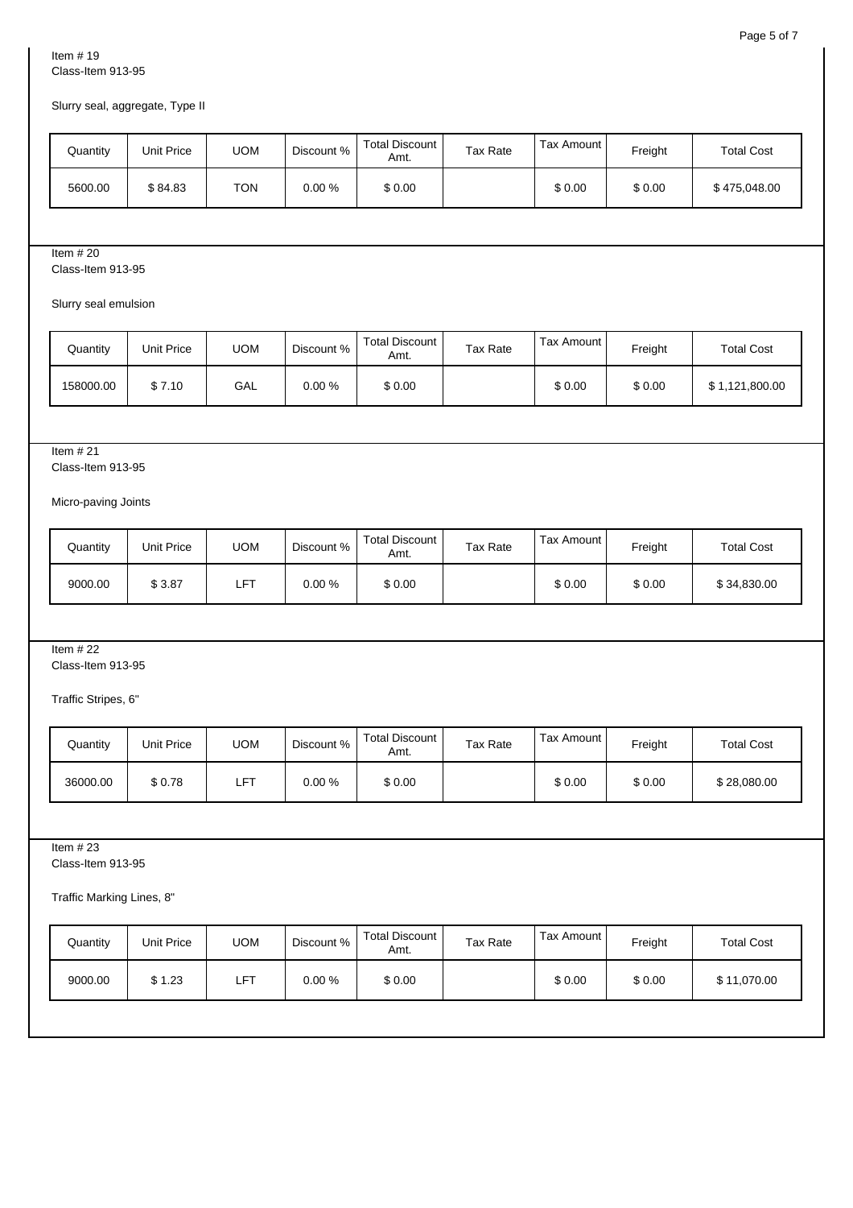Item # 19
Class-Item 913-95

Slurry seal, aggregate, Type II

| Quantity | Unit Price | UOM | Discount % | Total Discount Amt. | Tax Rate | Tax Amount | Freight | Total Cost |
|---|---|---|---|---|---|---|---|---|
| 5600.00 | $ 84.83 | TON | 0.00 % | $ 0.00 | | $ 0.00 | $ 0.00 | $ 475,048.00 |

Item # 20
Class-Item 913-95

Slurry seal emulsion

| Quantity | Unit Price | UOM | Discount % | Total Discount Amt. | Tax Rate | Tax Amount | Freight | Total Cost |
|---|---|---|---|---|---|---|---|---|
| 158000.00 | $ 7.10 | GAL | 0.00 % | $ 0.00 | | $ 0.00 | $ 0.00 | $ 1,121,800.00 |

Item # 21
Class-Item 913-95

Micro-paving Joints

| Quantity | Unit Price | UOM | Discount % | Total Discount Amt. | Tax Rate | Tax Amount | Freight | Total Cost |
|---|---|---|---|---|---|---|---|---|
| 9000.00 | $ 3.87 | LFT | 0.00 % | $ 0.00 | | $ 0.00 | $ 0.00 | $ 34,830.00 |

Item # 22
Class-Item 913-95

Traffic Stripes, 6"

| Quantity | Unit Price | UOM | Discount % | Total Discount Amt. | Tax Rate | Tax Amount | Freight | Total Cost |
|---|---|---|---|---|---|---|---|---|
| 36000.00 | $ 0.78 | LFT | 0.00 % | $ 0.00 | | $ 0.00 | $ 0.00 | $ 28,080.00 |

Item # 23
Class-Item 913-95

Traffic Marking Lines, 8"

| Quantity | Unit Price | UOM | Discount % | Total Discount Amt. | Tax Rate | Tax Amount | Freight | Total Cost |
|---|---|---|---|---|---|---|---|---|
| 9000.00 | $ 1.23 | LFT | 0.00 % | $ 0.00 | | $ 0.00 | $ 0.00 | $ 11,070.00 |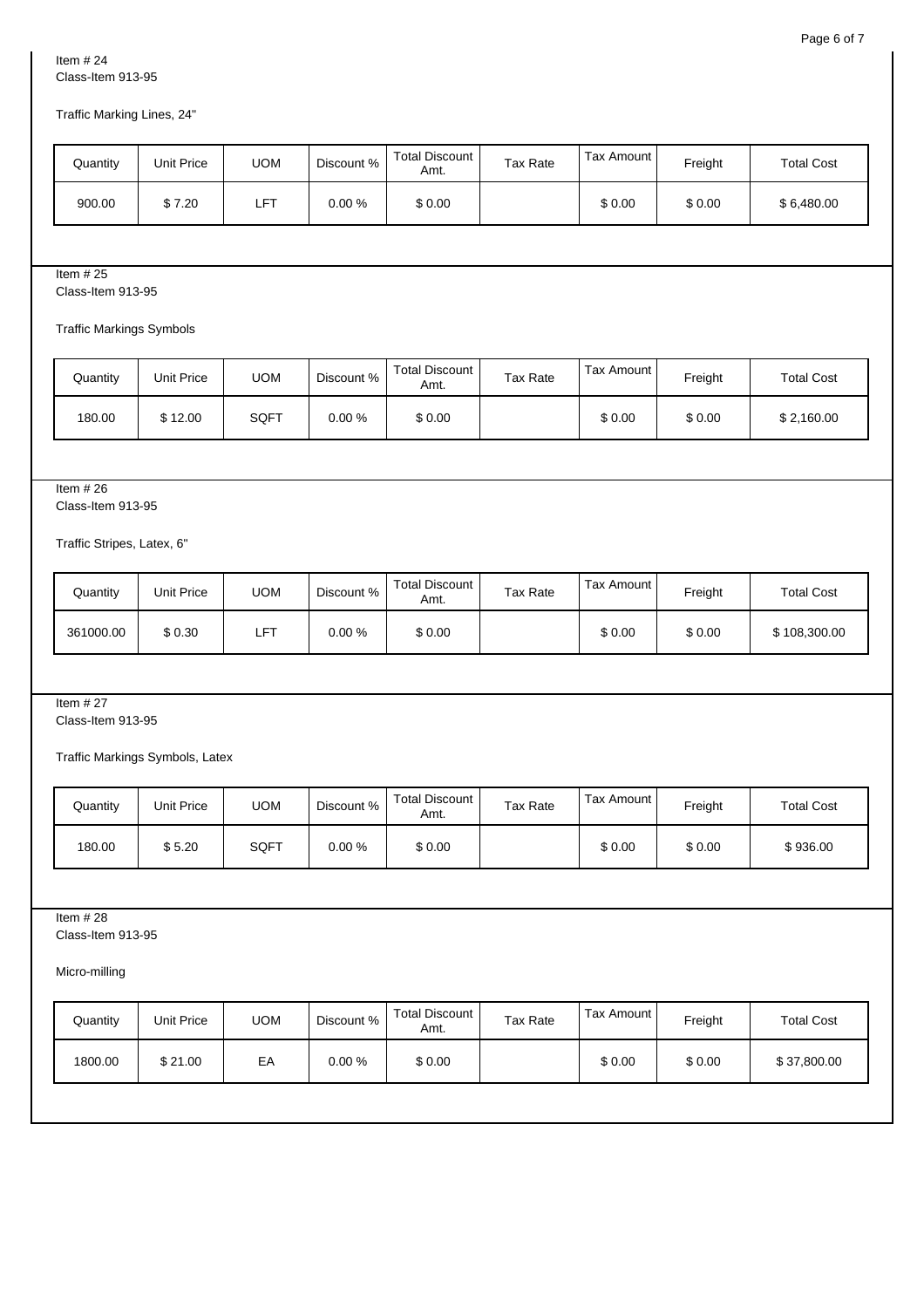Item # 24
Class-Item 913-95

Traffic Marking Lines, 24"

| Quantity | Unit Price | UOM | Discount % | Total Discount Amt. | Tax Rate | Tax Amount | Freight | Total Cost |
|---|---|---|---|---|---|---|---|---|
| 900.00 | $ 7.20 | LFT | 0.00 % | $ 0.00 | | $ 0.00 | $ 0.00 | $ 6,480.00 |

Item # 25
Class-Item 913-95

Traffic Markings Symbols

| Quantity | Unit Price | UOM | Discount % | Total Discount Amt. | Tax Rate | Tax Amount | Freight | Total Cost |
|---|---|---|---|---|---|---|---|---|
| 180.00 | $ 12.00 | SQFT | 0.00 % | $ 0.00 | | $ 0.00 | $ 0.00 | $ 2,160.00 |

Item # 26
Class-Item 913-95

Traffic Stripes, Latex, 6"

| Quantity | Unit Price | UOM | Discount % | Total Discount Amt. | Tax Rate | Tax Amount | Freight | Total Cost |
|---|---|---|---|---|---|---|---|---|
| 361000.00 | $ 0.30 | LFT | 0.00 % | $ 0.00 | | $ 0.00 | $ 0.00 | $ 108,300.00 |

Item # 27
Class-Item 913-95

Traffic Markings Symbols, Latex

| Quantity | Unit Price | UOM | Discount % | Total Discount Amt. | Tax Rate | Tax Amount | Freight | Total Cost |
|---|---|---|---|---|---|---|---|---|
| 180.00 | $ 5.20 | SQFT | 0.00 % | $ 0.00 | | $ 0.00 | $ 0.00 | $ 936.00 |

Item # 28
Class-Item 913-95

Micro-milling

| Quantity | Unit Price | UOM | Discount % | Total Discount Amt. | Tax Rate | Tax Amount | Freight | Total Cost |
|---|---|---|---|---|---|---|---|---|
| 1800.00 | $ 21.00 | EA | 0.00 % | $ 0.00 | | $ 0.00 | $ 0.00 | $ 37,800.00 |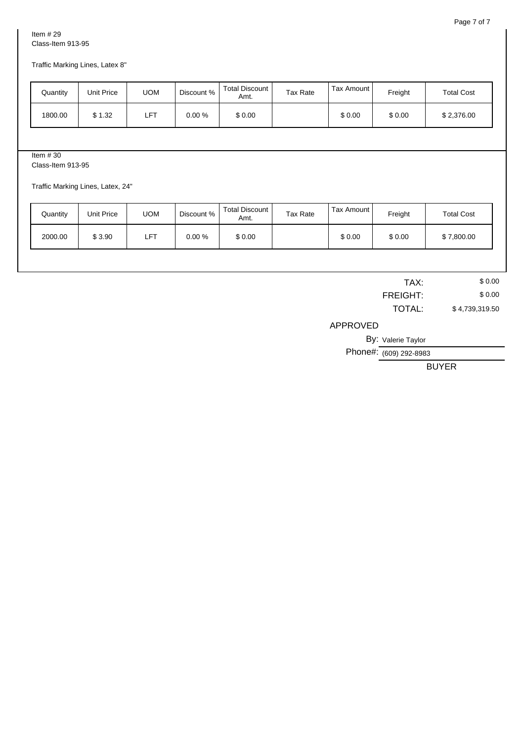Item # 29
Class-Item 913-95

Traffic Marking Lines, Latex 8"

| Quantity | Unit Price | UOM | Discount % | Total Discount Amt. | Tax Rate | Tax Amount | Freight | Total Cost |
|---|---|---|---|---|---|---|---|---|
| 1800.00 | $ 1.32 | LFT | 0.00 % | $ 0.00 | | $ 0.00 | $ 0.00 | $ 2,376.00 |

Item # 30
Class-Item 913-95

Traffic Marking Lines, Latex, 24"

| Quantity | Unit Price | UOM | Discount % | Total Discount Amt. | Tax Rate | Tax Amount | Freight | Total Cost |
|---|---|---|---|---|---|---|---|---|
| 2000.00 | $ 3.90 | LFT | 0.00 % | $ 0.00 | | $ 0.00 | $ 0.00 | $ 7,800.00 |

TAX: $ 0.00
FREIGHT: $ 0.00
TOTAL: $ 4,739,319.50

APPROVED

By: Valerie Taylor
Phone#: (609) 292-8983

BUYER